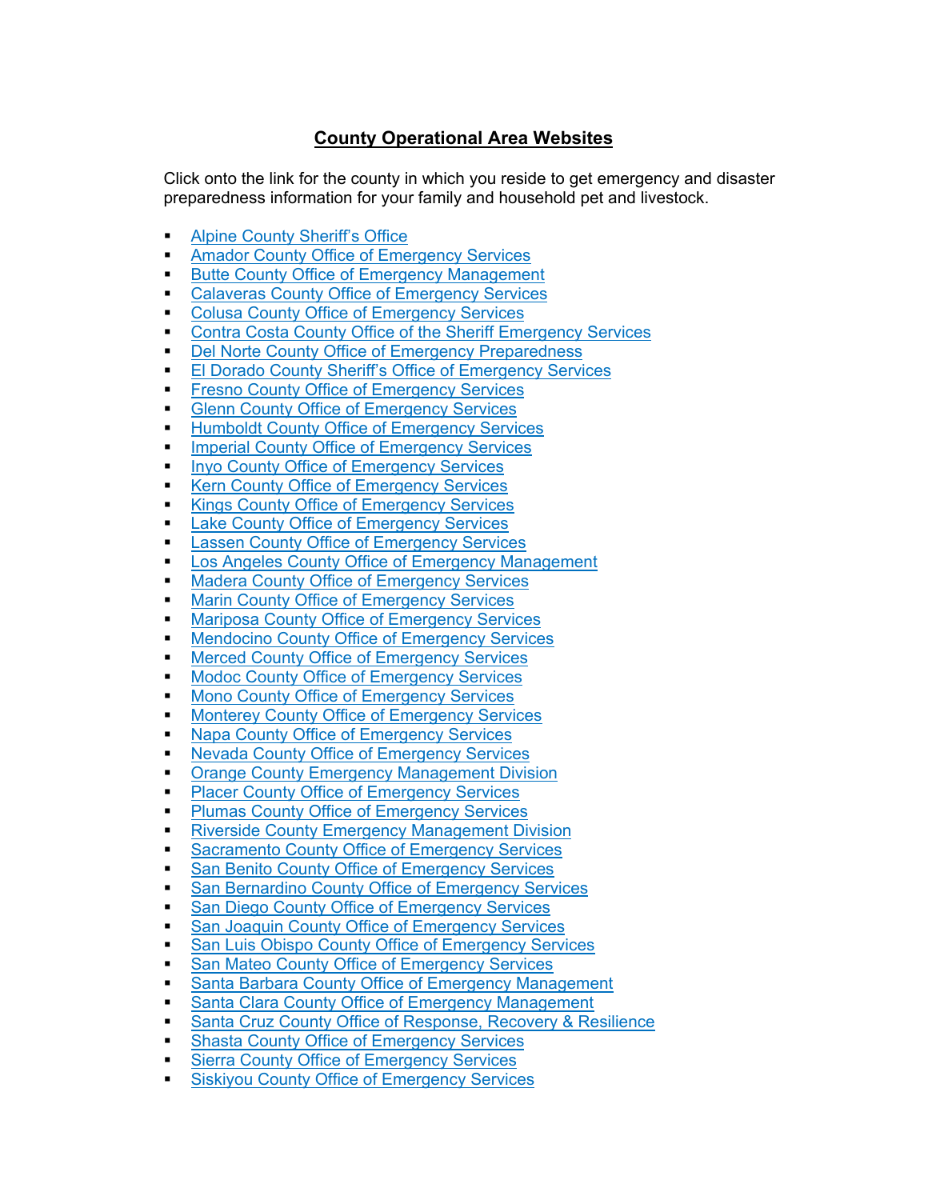# County Operational Area Websites

Click onto the link for the county in which you reside to get emergency and disaster preparedness information for your family and household pet and livestock.

- Alpine County Sheriff's Office
- Amador County Office of Emergency Services
- Butte County Office of Emergency Management
- Calaveras County Office of Emergency Services
- Colusa County Office of Emergency Services
- Contra Costa County Office of the Sheriff Emergency Services
- Del Norte County Office of Emergency Preparedness
- El Dorado County Sheriff's Office of Emergency Services
- Fresno County Office of Emergency Services
- Glenn County Office of Emergency Services
- Humboldt County Office of Emergency Services
- Imperial County Office of Emergency Services
- Inyo County Office of Emergency Services
- Kern County Office of Emergency Services
- Kings County Office of Emergency Services
- Lake County Office of Emergency Services
- Lassen County Office of Emergency Services
- Los Angeles County Office of Emergency Management
- Madera County Office of Emergency Services
- Marin County Office of Emergency Services
- Mariposa County Office of Emergency Services
- Mendocino County Office of Emergency Services
- Merced County Office of Emergency Services
- Modoc County Office of Emergency Services
- Mono County Office of Emergency Services
- Monterey County Office of Emergency Services
- Napa County Office of Emergency Services
- Nevada County Office of Emergency Services
- Orange County Emergency Management Division
- Placer County Office of Emergency Services
- Plumas County Office of Emergency Services
- Riverside County Emergency Management Division
- Sacramento County Office of Emergency Services
- San Benito County Office of Emergency Services
- San Bernardino County Office of Emergency Services
- San Diego County Office of Emergency Services
- San Joaquin County Office of Emergency Services
- San Luis Obispo County Office of Emergency Services
- San Mateo County Office of Emergency Services
- Santa Barbara County Office of Emergency Management
- Santa Clara County Office of Emergency Management
- Santa Cruz County Office of Response, Recovery & Resilience
- Shasta County Office of Emergency Services
- Sierra County Office of Emergency Services
- Siskiyou County Office of Emergency Services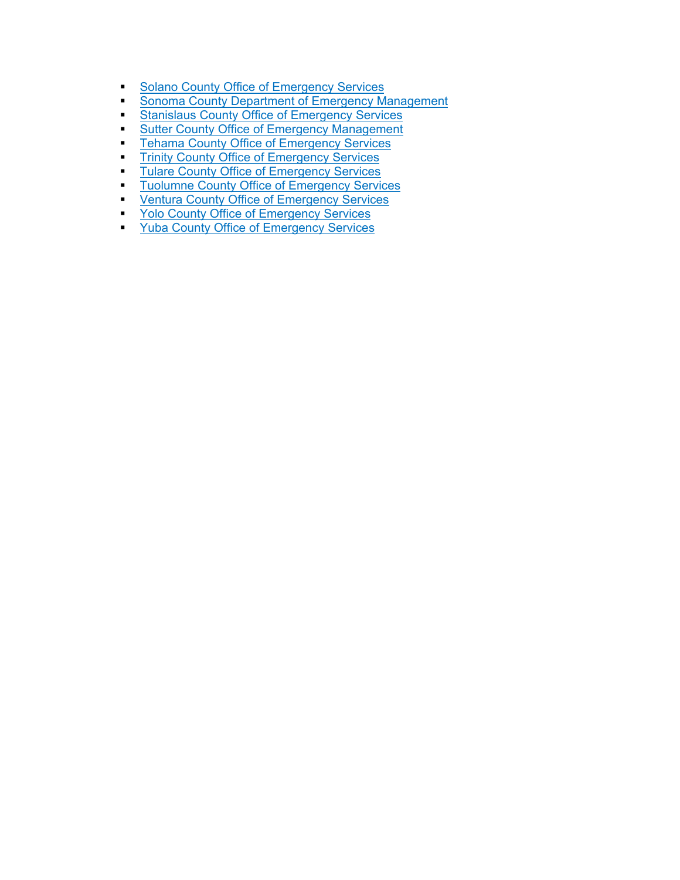- Solano County Office of Emergency Services
- Sonoma County Department of Emergency Management
- Stanislaus County Office of Emergency Services
- Sutter County Office of Emergency Management
- Tehama County Office of Emergency Services
- Trinity County Office of Emergency Services
- Tulare County Office of Emergency Services
- Tuolumne County Office of Emergency Services
- Ventura County Office of Emergency Services
- Yolo County Office of Emergency Services
- Yuba County Office of Emergency Services